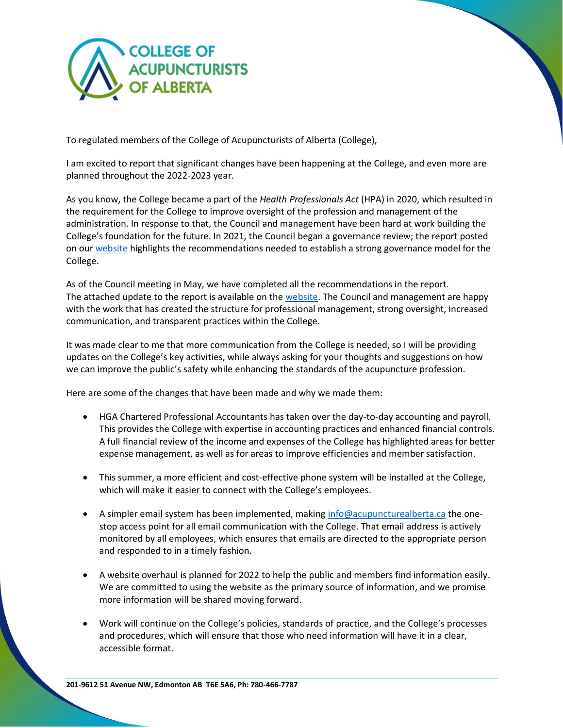**COLLEGE OF ACUPUNCTURISTS OF ALBERTA**

To regulated members of the College of Acupuncturists of Alberta (College),

I am excited to report that significant changes have been happening at the College, and even more are planned throughout the 2022-2023 year.

As you know, the College became a part of the *Health Professionals Act* (HPA) in 2020, which resulted in the requirement for the College to improve oversight of the profession and management of the administration. In response to that, the Council and management have been hard at work building the College's foundation for the future. In 2021, the Council began a governance review; the report posted on our website highlights the recommendations needed to establish a strong governance model for the College.

As of the Council meeting in May, we have completed all the recommendations in the report. The attached update to the report is available on the website. The Council and management are happy with the work that has created the structure for professional management, strong oversight, increased communication, and transparent practices within the College.

It was made clear to me that more communication from the College is needed, so I will be providing updates on the College's key activities, while always asking for your thoughts and suggestions on how we can improve the public's safety while enhancing the standards of the acupuncture profession.

Here are some of the changes that have been made and why we made them:

- HGA Chartered Professional Accountants has taken over the day-to-day accounting and payroll. This provides the College with expertise in accounting practices and enhanced financial controls. A full financial review of the income and expenses of the College has highlighted areas for better expense management, as well as for areas to improve efficiencies and member satisfaction.
- This summer, a more efficient and cost-effective phone system will be installed at the College, which will make it easier to connect with the College's employees.
- A simpler email system has been implemented, making info@acupuncturealberta.ca the one-stop access point for all email communication with the College. That email address is actively monitored by all employees, which ensures that emails are directed to the appropriate person and responded to in a timely fashion.
- A website overhaul is planned for 2022 to help the public and members find information easily. We are committed to using the website as the primary source of information, and we promise more information will be shared moving forward.
- Work will continue on the College's policies, standards of practice, and the College's processes and procedures, which will ensure that those who need information will have it in a clear, accessible format.

**201-9612 51 Avenue NW, Edmonton AB T6E 5A6, Ph: 780-466-7787**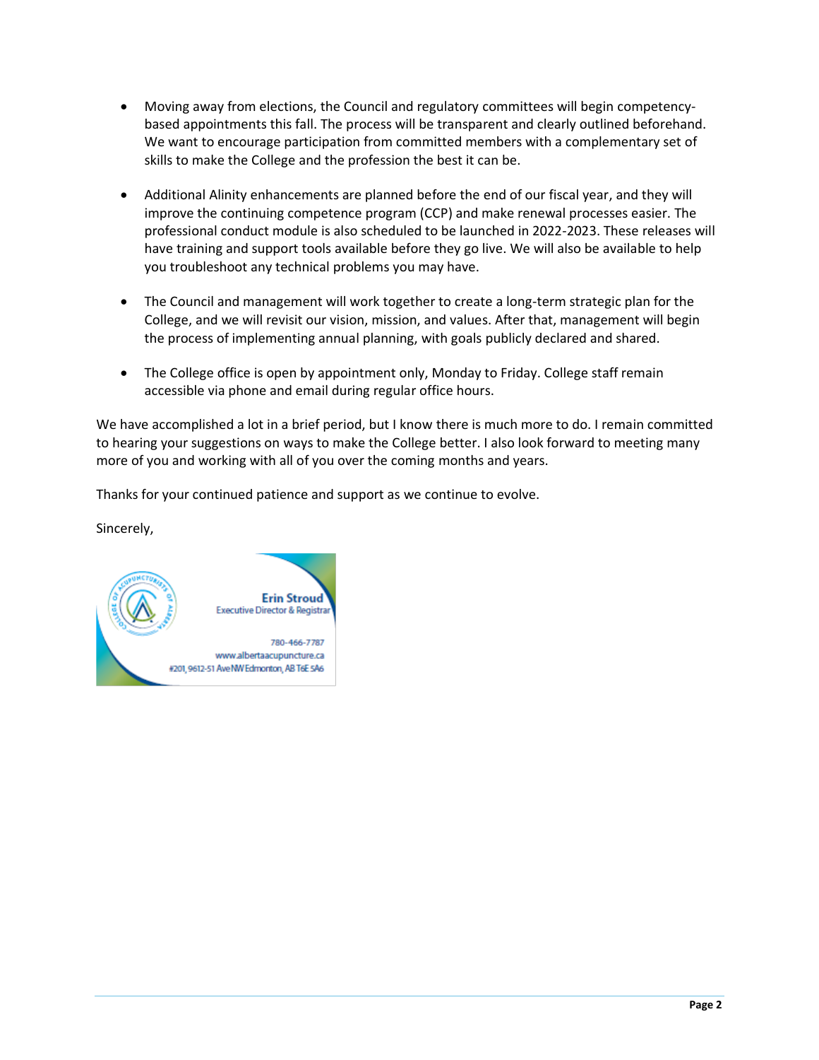- Moving away from elections, the Council and regulatory committees will begin competency-based appointments this fall. The process will be transparent and clearly outlined beforehand. We want to encourage participation from committed members with a complementary set of skills to make the College and the profession the best it can be.

- Additional Alinity enhancements are planned before the end of our fiscal year, and they will improve the continuing competence program (CCP) and make renewal processes easier. The professional conduct module is also scheduled to be launched in 2022-2023. These releases will have training and support tools available before they go live. We will also be available to help you troubleshoot any technical problems you may have.

- The Council and management will work together to create a long-term strategic plan for the College, and we will revisit our vision, mission, and values. After that, management will begin the process of implementing annual planning, with goals publicly declared and shared.

- The College office is open by appointment only, Monday to Friday. College staff remain accessible via phone and email during regular office hours.

We have accomplished a lot in a brief period, but I know there is much more to do. I remain committed to hearing your suggestions on ways to make the College better. I also look forward to meeting many more of you and working with all of you over the coming months and years.

Thanks for your continued patience and support as we continue to evolve.

Sincerely,

**Erin Stroud**
Executive Director & Registrar

780-466-7787
www.albertaacupuncture.ca
#201, 9612-51 Ave NW Edmonton, AB T6E 5A6